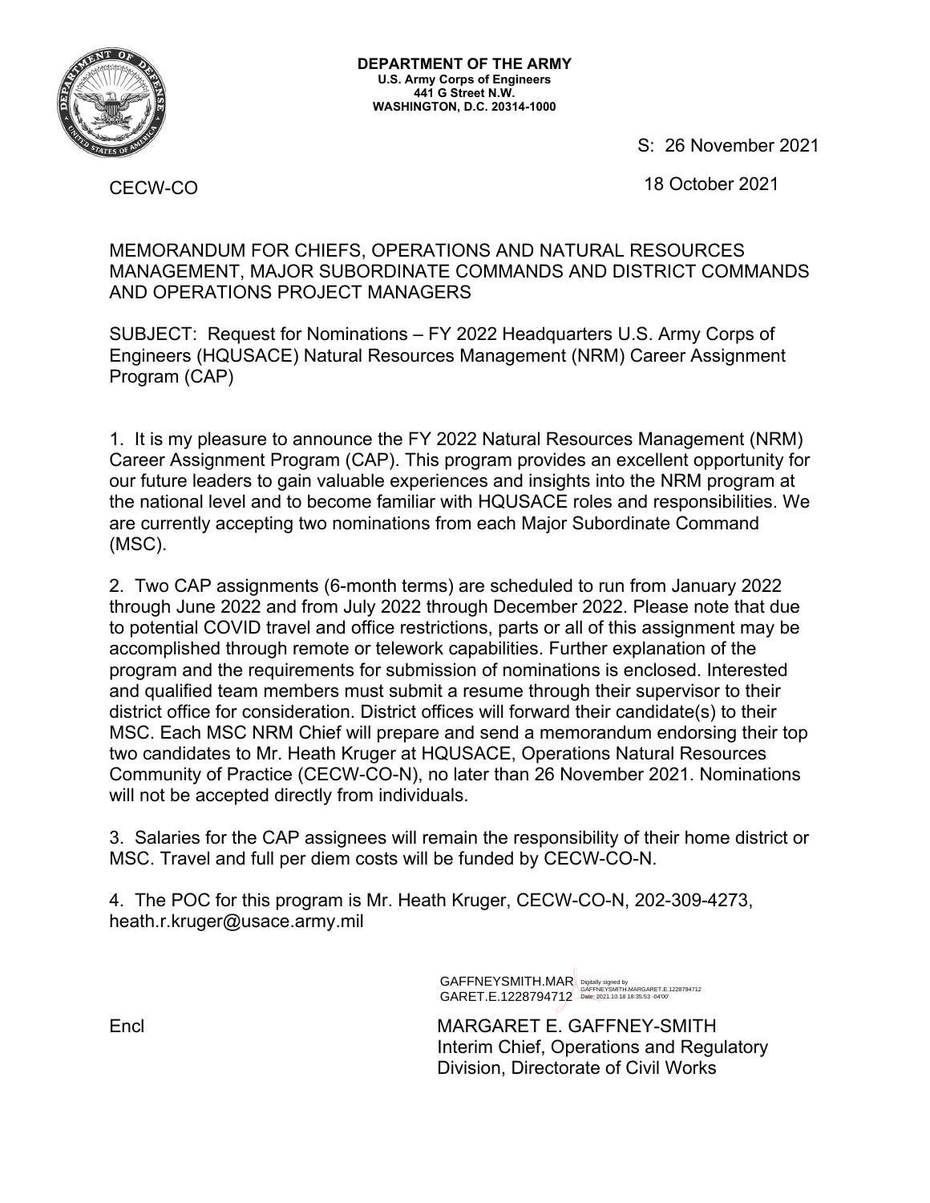**DEPARTMENT OF THE ARMY**
**U.S. Army Corps of Engineers**
**441 G Street N.W.**
**WASHINGTON, D.C. 20314-1000**

S: 26 November 2021

CECW-CO

18 October 2021

MEMORANDUM FOR CHIEFS, OPERATIONS AND NATURAL RESOURCES MANAGEMENT, MAJOR SUBORDINATE COMMANDS AND DISTRICT COMMANDS AND OPERATIONS PROJECT MANAGERS

SUBJECT: Request for Nominations – FY 2022 Headquarters U.S. Army Corps of Engineers (HQUSACE) Natural Resources Management (NRM) Career Assignment Program (CAP)

1. It is my pleasure to announce the FY 2022 Natural Resources Management (NRM) Career Assignment Program (CAP). This program provides an excellent opportunity for our future leaders to gain valuable experiences and insights into the NRM program at the national level and to become familiar with HQUSACE roles and responsibilities. We are currently accepting two nominations from each Major Subordinate Command (MSC).

2. Two CAP assignments (6-month terms) are scheduled to run from January 2022 through June 2022 and from July 2022 through December 2022. Please note that due to potential COVID travel and office restrictions, parts or all of this assignment may be accomplished through remote or telework capabilities. Further explanation of the program and the requirements for submission of nominations is enclosed. Interested and qualified team members must submit a resume through their supervisor to their district office for consideration. District offices will forward their candidate(s) to their MSC. Each MSC NRM Chief will prepare and send a memorandum endorsing their top two candidates to Mr. Heath Kruger at HQUSACE, Operations Natural Resources Community of Practice (CECW-CO-N), no later than 26 November 2021. Nominations will not be accepted directly from individuals.

3. Salaries for the CAP assignees will remain the responsibility of their home district or MSC. Travel and full per diem costs will be funded by CECW-CO-N.

4. The POC for this program is Mr. Heath Kruger, CECW-CO-N, 202-309-4273, heath.r.kruger@usace.army.mil

GAFFNEYSMITH.MARGARET.E.1228794712 Digitally signed by GAFFNEYSMITH.MARGARET.E.1228794712 Date: 2021.10.18 18:35:53 -04'00'

Encl

MARGARET E. GAFFNEY-SMITH
Interim Chief, Operations and Regulatory Division, Directorate of Civil Works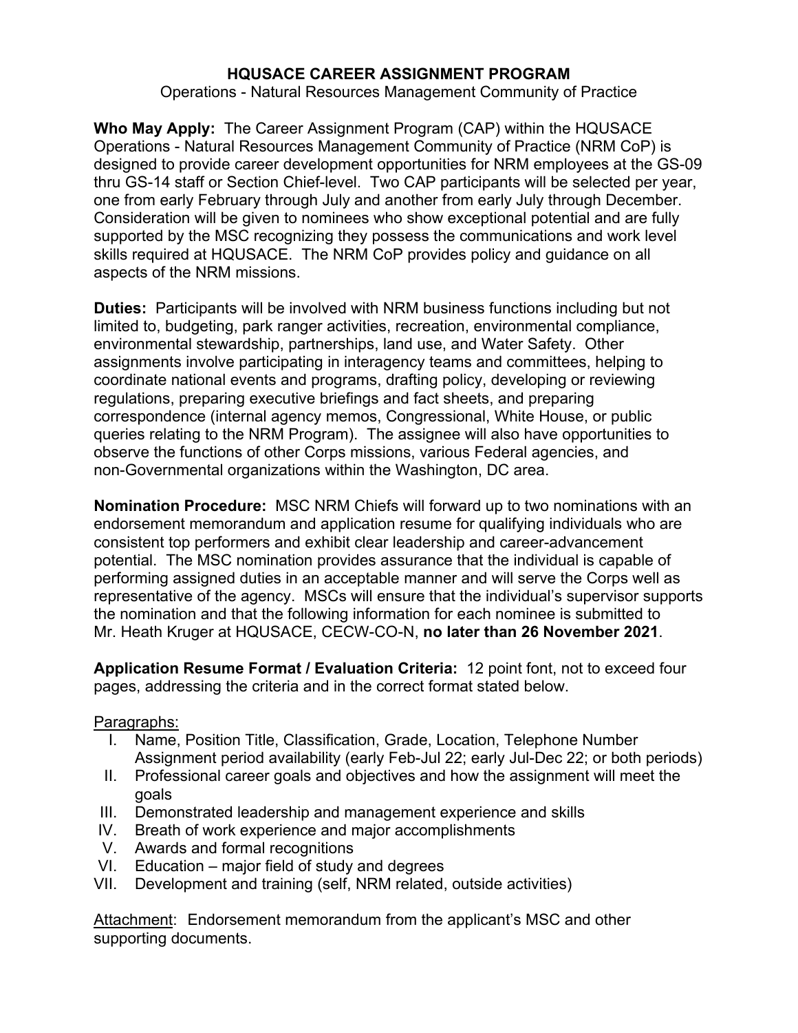# HQUSACE CAREER ASSIGNMENT PROGRAM

Operations - Natural Resources Management Community of Practice

**Who May Apply:** The Career Assignment Program (CAP) within the HQUSACE Operations - Natural Resources Management Community of Practice (NRM CoP) is designed to provide career development opportunities for NRM employees at the GS-09 thru GS-14 staff or Section Chief-level. Two CAP participants will be selected per year, one from early February through July and another from early July through December. Consideration will be given to nominees who show exceptional potential and are fully supported by the MSC recognizing they possess the communications and work level skills required at HQUSACE. The NRM CoP provides policy and guidance on all aspects of the NRM missions.

**Duties:** Participants will be involved with NRM business functions including but not limited to, budgeting, park ranger activities, recreation, environmental compliance, environmental stewardship, partnerships, land use, and Water Safety. Other assignments involve participating in interagency teams and committees, helping to coordinate national events and programs, drafting policy, developing or reviewing regulations, preparing executive briefings and fact sheets, and preparing correspondence (internal agency memos, Congressional, White House, or public queries relating to the NRM Program). The assignee will also have opportunities to observe the functions of other Corps missions, various Federal agencies, and non-Governmental organizations within the Washington, DC area.

**Nomination Procedure:** MSC NRM Chiefs will forward up to two nominations with an endorsement memorandum and application resume for qualifying individuals who are consistent top performers and exhibit clear leadership and career-advancement potential. The MSC nomination provides assurance that the individual is capable of performing assigned duties in an acceptable manner and will serve the Corps well as representative of the agency. MSCs will ensure that the individual's supervisor supports the nomination and that the following information for each nominee is submitted to Mr. Heath Kruger at HQUSACE, CECW-CO-N, **no later than 26 November 2021**.

**Application Resume Format / Evaluation Criteria:** 12 point font, not to exceed four pages, addressing the criteria and in the correct format stated below.

Paragraphs:

I. Name, Position Title, Classification, Grade, Location, Telephone Number Assignment period availability (early Feb-Jul 22; early Jul-Dec 22; or both periods)
II. Professional career goals and objectives and how the assignment will meet the goals
III. Demonstrated leadership and management experience and skills
IV. Breath of work experience and major accomplishments
V. Awards and formal recognitions
VI. Education – major field of study and degrees
VII. Development and training (self, NRM related, outside activities)

Attachment: Endorsement memorandum from the applicant's MSC and other supporting documents.